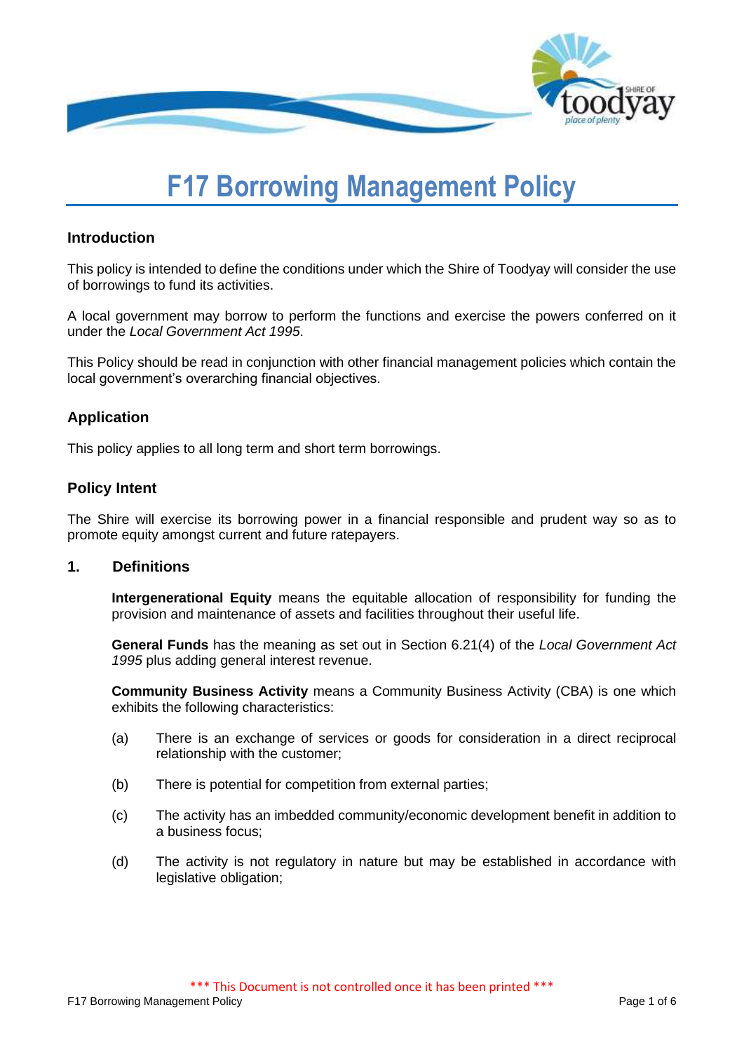# F17 Borrowing Management Policy

## Introduction

This policy is intended to define the conditions under which the Shire of Toodyay will consider the use of borrowings to fund its activities.

A local government may borrow to perform the functions and exercise the powers conferred on it under the *Local Government Act 1995*.

This Policy should be read in conjunction with other financial management policies which contain the local government's overarching financial objectives.

## Application

This policy applies to all long term and short term borrowings.

## Policy Intent

The Shire will exercise its borrowing power in a financial responsible and prudent way so as to promote equity amongst current and future ratepayers.

### 1. Definitions

**Intergenerational Equity** means the equitable allocation of responsibility for funding the provision and maintenance of assets and facilities throughout their useful life.

**General Funds** has the meaning as set out in Section 6.21(4) of the *Local Government Act 1995* plus adding general interest revenue.

**Community Business Activity** means a Community Business Activity (CBA) is one which exhibits the following characteristics:

(a) There is an exchange of services or goods for consideration in a direct reciprocal relationship with the customer;

(b) There is potential for competition from external parties;

(c) The activity has an imbedded community/economic development benefit in addition to a business focus;

(d) The activity is not regulatory in nature but may be established in accordance with legislative obligation;

*** This Document is not controlled once it has been printed ***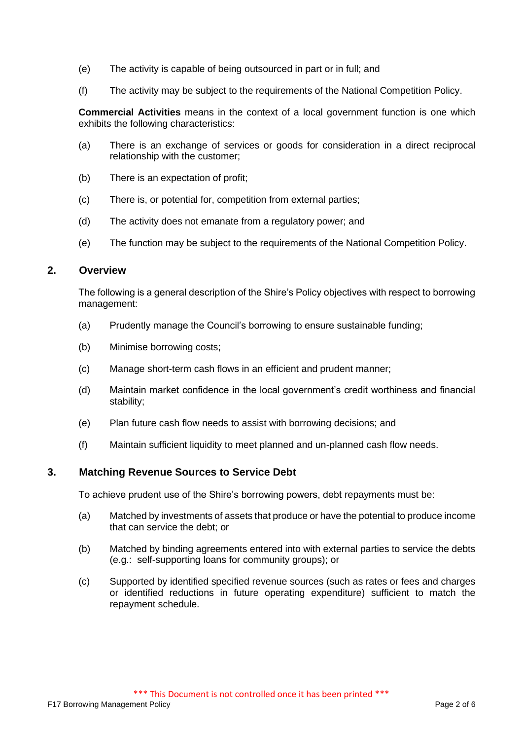(e) The activity is capable of being outsourced in part or in full; and

(f) The activity may be subject to the requirements of the National Competition Policy.

**Commercial Activities** means in the context of a local government function is one which exhibits the following characteristics:

(a) There is an exchange of services or goods for consideration in a direct reciprocal relationship with the customer;

(b) There is an expectation of profit;

(c) There is, or potential for, competition from external parties;

(d) The activity does not emanate from a regulatory power; and

(e) The function may be subject to the requirements of the National Competition Policy.

## 2. Overview

The following is a general description of the Shire's Policy objectives with respect to borrowing management:

(a) Prudently manage the Council's borrowing to ensure sustainable funding;

(b) Minimise borrowing costs;

(c) Manage short-term cash flows in an efficient and prudent manner;

(d) Maintain market confidence in the local government's credit worthiness and financial stability;

(e) Plan future cash flow needs to assist with borrowing decisions; and

(f) Maintain sufficient liquidity to meet planned and un-planned cash flow needs.

## 3. Matching Revenue Sources to Service Debt

To achieve prudent use of the Shire's borrowing powers, debt repayments must be:

(a) Matched by investments of assets that produce or have the potential to produce income that can service the debt; or

(b) Matched by binding agreements entered into with external parties to service the debts (e.g.: self-supporting loans for community groups); or

(c) Supported by identified specified revenue sources (such as rates or fees and charges or identified reductions in future operating expenditure) sufficient to match the repayment schedule.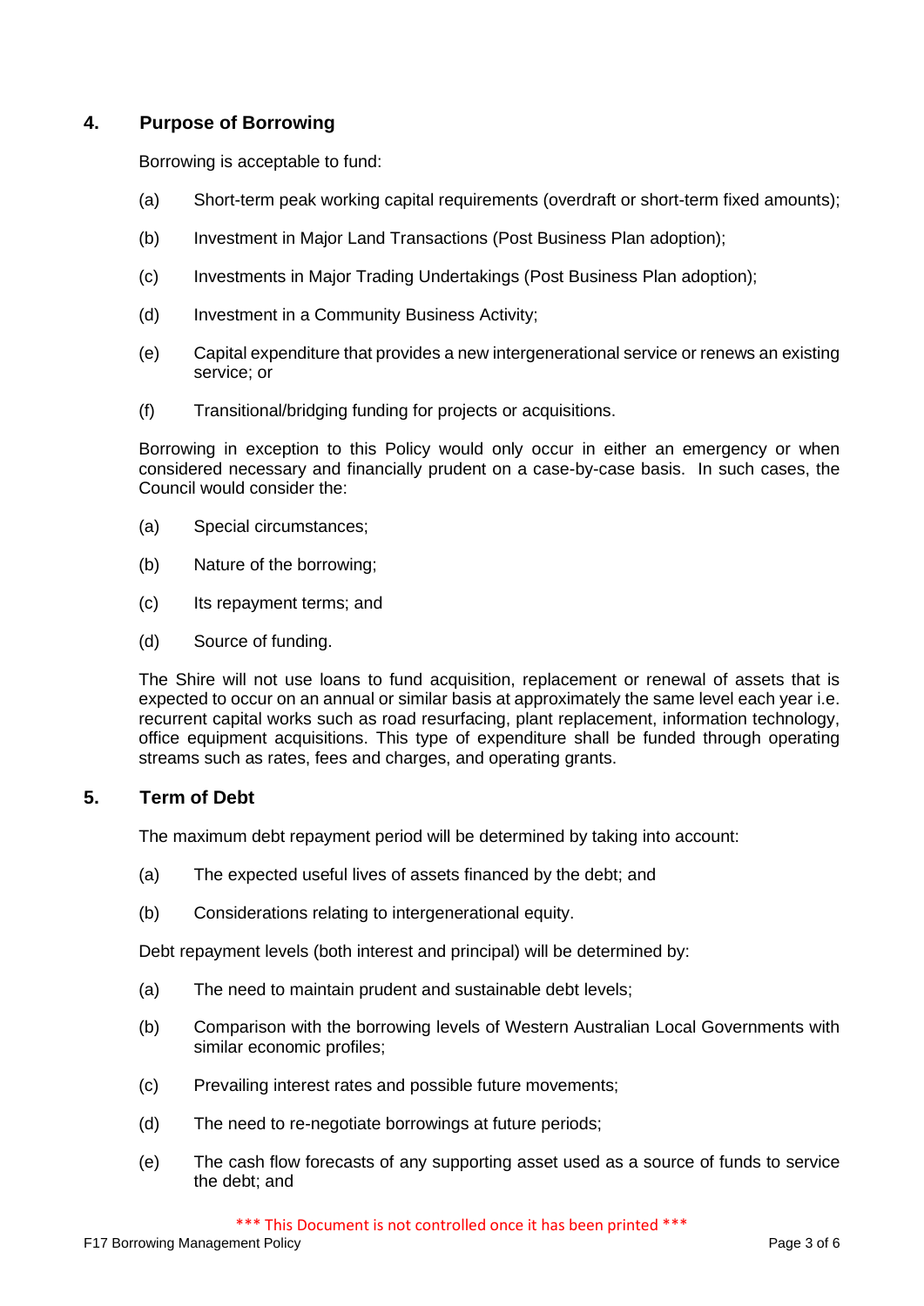## 4. Purpose of Borrowing

Borrowing is acceptable to fund:

(a) Short-term peak working capital requirements (overdraft or short-term fixed amounts);

(b) Investment in Major Land Transactions (Post Business Plan adoption);

(c) Investments in Major Trading Undertakings (Post Business Plan adoption);

(d) Investment in a Community Business Activity;

(e) Capital expenditure that provides a new intergenerational service or renews an existing service; or

(f) Transitional/bridging funding for projects or acquisitions.

Borrowing in exception to this Policy would only occur in either an emergency or when considered necessary and financially prudent on a case-by-case basis. In such cases, the Council would consider the:

(a) Special circumstances;

(b) Nature of the borrowing;

(c) Its repayment terms; and

(d) Source of funding.

The Shire will not use loans to fund acquisition, replacement or renewal of assets that is expected to occur on an annual or similar basis at approximately the same level each year i.e. recurrent capital works such as road resurfacing, plant replacement, information technology, office equipment acquisitions. This type of expenditure shall be funded through operating streams such as rates, fees and charges, and operating grants.

## 5. Term of Debt

The maximum debt repayment period will be determined by taking into account:

(a) The expected useful lives of assets financed by the debt; and

(b) Considerations relating to intergenerational equity.

Debt repayment levels (both interest and principal) will be determined by:

(a) The need to maintain prudent and sustainable debt levels;

(b) Comparison with the borrowing levels of Western Australian Local Governments with similar economic profiles;

(c) Prevailing interest rates and possible future movements;

(d) The need to re-negotiate borrowings at future periods;

(e) The cash flow forecasts of any supporting asset used as a source of funds to service the debt; and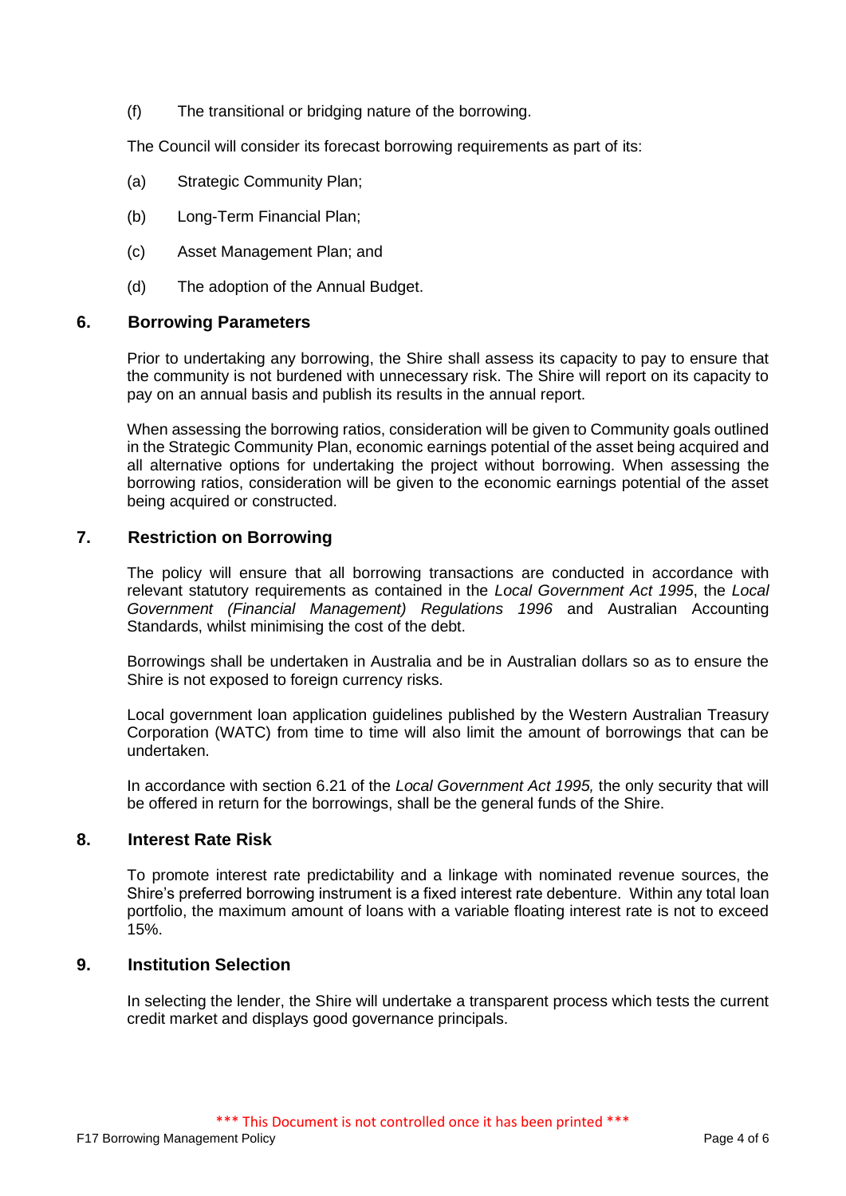(f) The transitional or bridging nature of the borrowing.

The Council will consider its forecast borrowing requirements as part of its:

(a) Strategic Community Plan;

(b) Long-Term Financial Plan;

(c) Asset Management Plan; and

(d) The adoption of the Annual Budget.

## 6. Borrowing Parameters

Prior to undertaking any borrowing, the Shire shall assess its capacity to pay to ensure that the community is not burdened with unnecessary risk. The Shire will report on its capacity to pay on an annual basis and publish its results in the annual report.

When assessing the borrowing ratios, consideration will be given to Community goals outlined in the Strategic Community Plan, economic earnings potential of the asset being acquired and all alternative options for undertaking the project without borrowing. When assessing the borrowing ratios, consideration will be given to the economic earnings potential of the asset being acquired or constructed.

## 7. Restriction on Borrowing

The policy will ensure that all borrowing transactions are conducted in accordance with relevant statutory requirements as contained in the *Local Government Act 1995*, the *Local Government (Financial Management) Regulations 1996* and Australian Accounting Standards, whilst minimising the cost of the debt.

Borrowings shall be undertaken in Australia and be in Australian dollars so as to ensure the Shire is not exposed to foreign currency risks.

Local government loan application guidelines published by the Western Australian Treasury Corporation (WATC) from time to time will also limit the amount of borrowings that can be undertaken.

In accordance with section 6.21 of the *Local Government Act 1995,* the only security that will be offered in return for the borrowings, shall be the general funds of the Shire.

## 8. Interest Rate Risk

To promote interest rate predictability and a linkage with nominated revenue sources, the Shire's preferred borrowing instrument is a fixed interest rate debenture. Within any total loan portfolio, the maximum amount of loans with a variable floating interest rate is not to exceed 15%.

## 9. Institution Selection

In selecting the lender, the Shire will undertake a transparent process which tests the current credit market and displays good governance principals.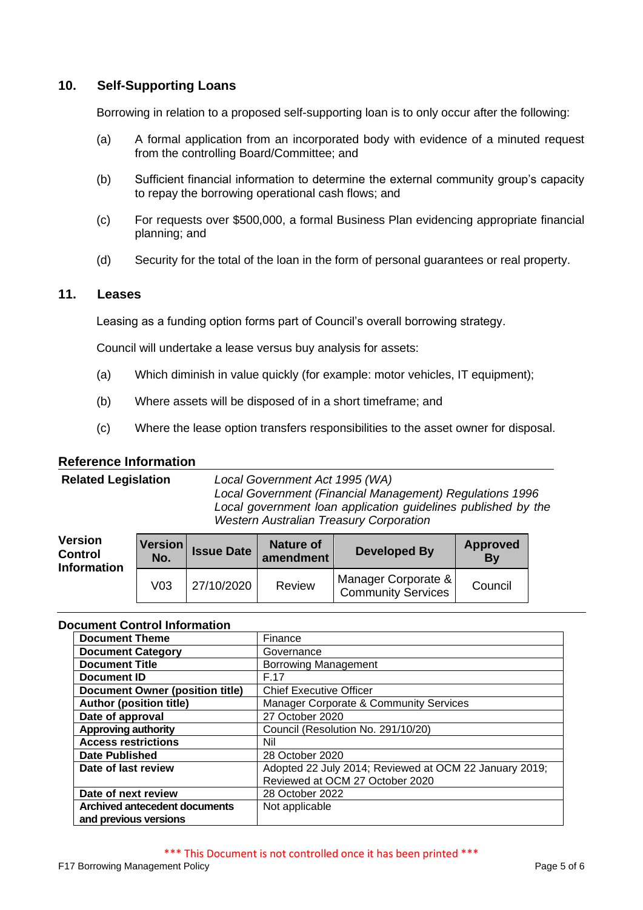## 10. Self-Supporting Loans

Borrowing in relation to a proposed self-supporting loan is to only occur after the following:

(a) A formal application from an incorporated body with evidence of a minuted request from the controlling Board/Committee; and

(b) Sufficient financial information to determine the external community group's capacity to repay the borrowing operational cash flows; and

(c) For requests over $500,000, a formal Business Plan evidencing appropriate financial planning; and

(d) Security for the total of the loan in the form of personal guarantees or real property.

## 11. Leases

Leasing as a funding option forms part of Council's overall borrowing strategy.

Council will undertake a lease versus buy analysis for assets:

(a) Which diminish in value quickly (for example: motor vehicles, IT equipment);

(b) Where assets will be disposed of in a short timeframe; and

(c) Where the lease option transfers responsibilities to the asset owner for disposal.

## Reference Information

**Related Legislation**

*Local Government Act 1995 (WA)*
*Local Government (Financial Management) Regulations 1996*
*Local government loan application guidelines published by the Western Australian Treasury Corporation*

**Version Control Information**

| Version No. | Issue Date | Nature of amendment | Developed By | Approved By |
|---|---|---|---|---|
| V03 | 27/10/2020 | Review | Manager Corporate & Community Services | Council |

### Document Control Information

| | |
|---|---|
| **Document Theme** | Finance |
| **Document Category** | Governance |
| **Document Title** | Borrowing Management |
| **Document ID** | F.17 |
| **Document Owner (position title)** | Chief Executive Officer |
| **Author (position title)** | Manager Corporate & Community Services |
| **Date of approval** | 27 October 2020 |
| **Approving authority** | Council (Resolution No. 291/10/20) |
| **Access restrictions** | Nil |
| **Date Published** | 28 October 2020 |
| **Date of last review** | Adopted 22 July 2014; Reviewed at OCM 22 January 2019; Reviewed at OCM 27 October 2020 |
| **Date of next review** | 28 October 2022 |
| **Archived antecedent documents and previous versions** | Not applicable |

*** This Document is not controlled once it has been printed ***